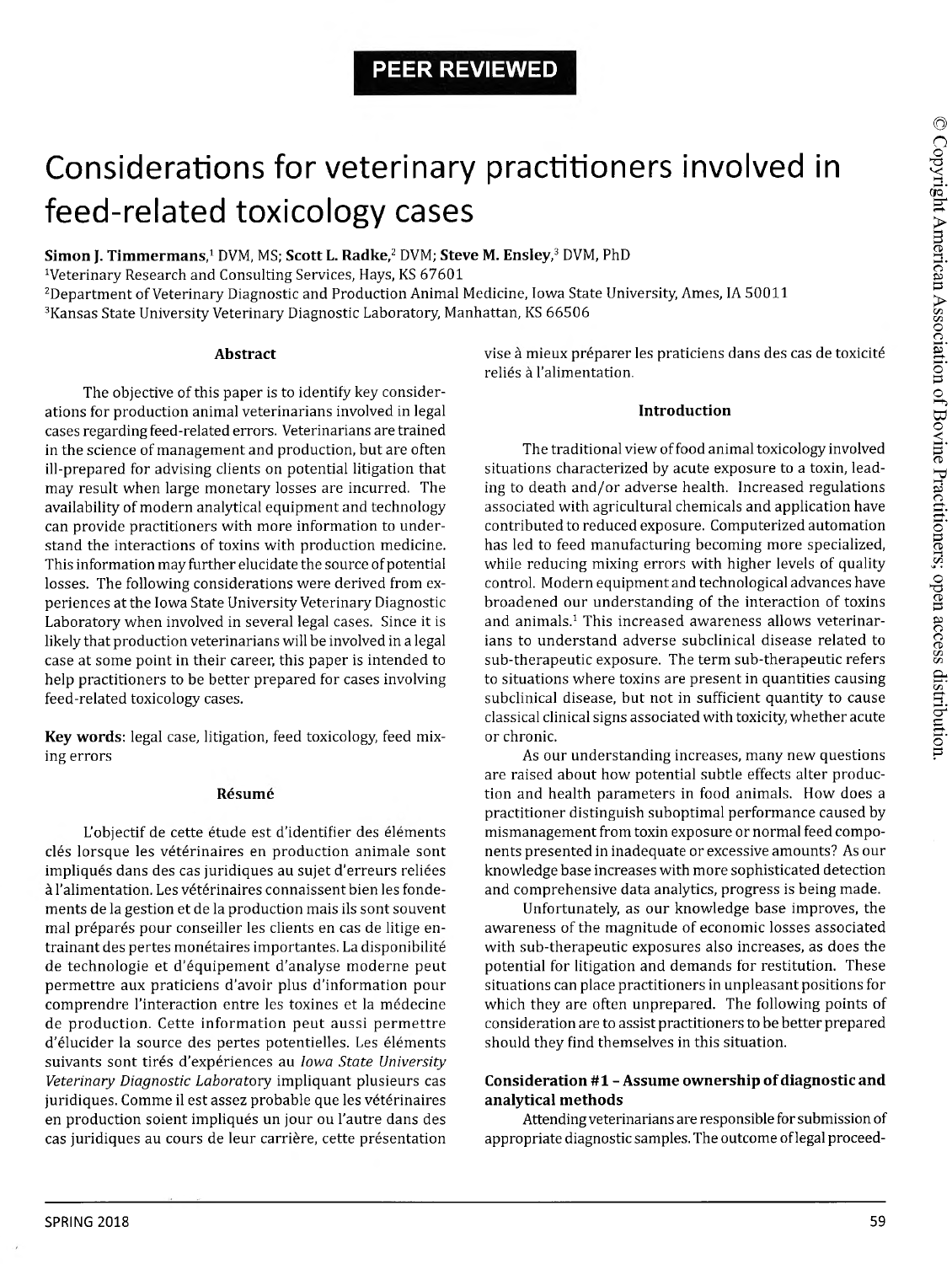PEER REVIEWED

# Considerations for veterinary practitioners involved in feed-related toxicology cases

**Simon J. Timmermans**,[1] DVM, MS; **Scott L. Radke**,[2] DVM; **Steve M. Ensley**,[3] DVM, PhD

[1]Veterinary Research and Consulting Services, Hays, KS 67601
[2]Department of Veterinary Diagnostic and Production Animal Medicine, Iowa State University, Ames, IA 50011
[3]Kansas State University Veterinary Diagnostic Laboratory, Manhattan, KS 66506

### Abstract

The objective of this paper is to identify key considerations for production animal veterinarians involved in legal cases regarding feed-related errors. Veterinarians are trained in the science of management and production, but are often ill-prepared for advising clients on potential litigation that may result when large monetary losses are incurred. The availability of modern analytical equipment and technology can provide practitioners with more information to understand the interactions of toxins with production medicine. This information may further elucidate the source of potential losses. The following considerations were derived from experiences at the Iowa State University Veterinary Diagnostic Laboratory when involved in several legal cases. Since it is likely that production veterinarians will be involved in a legal case at some point in their career, this paper is intended to help practitioners to be better prepared for cases involving feed-related toxicology cases.

**Key words**: legal case, litigation, feed toxicology, feed mixing errors

### Résumé

L'objectif de cette étude est d'identifier des éléments clés lorsque les vétérinaires en production animale sont impliqués dans des cas juridiques au sujet d'erreurs reliées à l'alimentation. Les vétérinaires connaissent bien les fondements de la gestion et de la production mais ils sont souvent mal préparés pour conseiller les clients en cas de litige entraînant des pertes monétaires importantes. La disponibilité de technologie et d'équipement d'analyse moderne peut permettre aux praticiens d'avoir plus d'information pour comprendre l'interaction entre les toxines et la médecine de production. Cette information peut aussi permettre d'élucider la source des pertes potentielles. Les éléments suivants sont tirés d'expériences au *Iowa State University Veterinary Diagnostic Laboratory* impliquant plusieurs cas juridiques. Comme il est assez probable que les vétérinaires en production soient impliqués un jour ou l'autre dans des cas juridiques au cours de leur carrière, cette présentation vise à mieux préparer les praticiens dans des cas de toxicité reliés à l'alimentation.

### Introduction

The traditional view of food animal toxicology involved situations characterized by acute exposure to a toxin, leading to death and/or adverse health. Increased regulations associated with agricultural chemicals and application have contributed to reduced exposure. Computerized automation has led to feed manufacturing becoming more specialized, while reducing mixing errors with higher levels of quality control. Modern equipment and technological advances have broadened our understanding of the interaction of toxins and animals.[1] This increased awareness allows veterinarians to understand adverse subclinical disease related to sub-therapeutic exposure. The term sub-therapeutic refers to situations where toxins are present in quantities causing subclinical disease, but not in sufficient quantity to cause classical clinical signs associated with toxicity, whether acute or chronic.

As our understanding increases, many new questions are raised about how potential subtle effects alter production and health parameters in food animals. How does a practitioner distinguish suboptimal performance caused by mismanagement from toxin exposure or normal feed components presented in inadequate or excessive amounts? As our knowledge base increases with more sophisticated detection and comprehensive data analytics, progress is being made.

Unfortunately, as our knowledge base improves, the awareness of the magnitude of economic losses associated with sub-therapeutic exposures also increases, as does the potential for litigation and demands for restitution. These situations can place practitioners in unpleasant positions for which they are often unprepared. The following points of consideration are to assist practitioners to be better prepared should they find themselves in this situation.

#### Consideration #1 – Assume ownership of diagnostic and analytical methods

Attending veterinarians are responsible for submission of appropriate diagnostic samples. The outcome of legal proceed-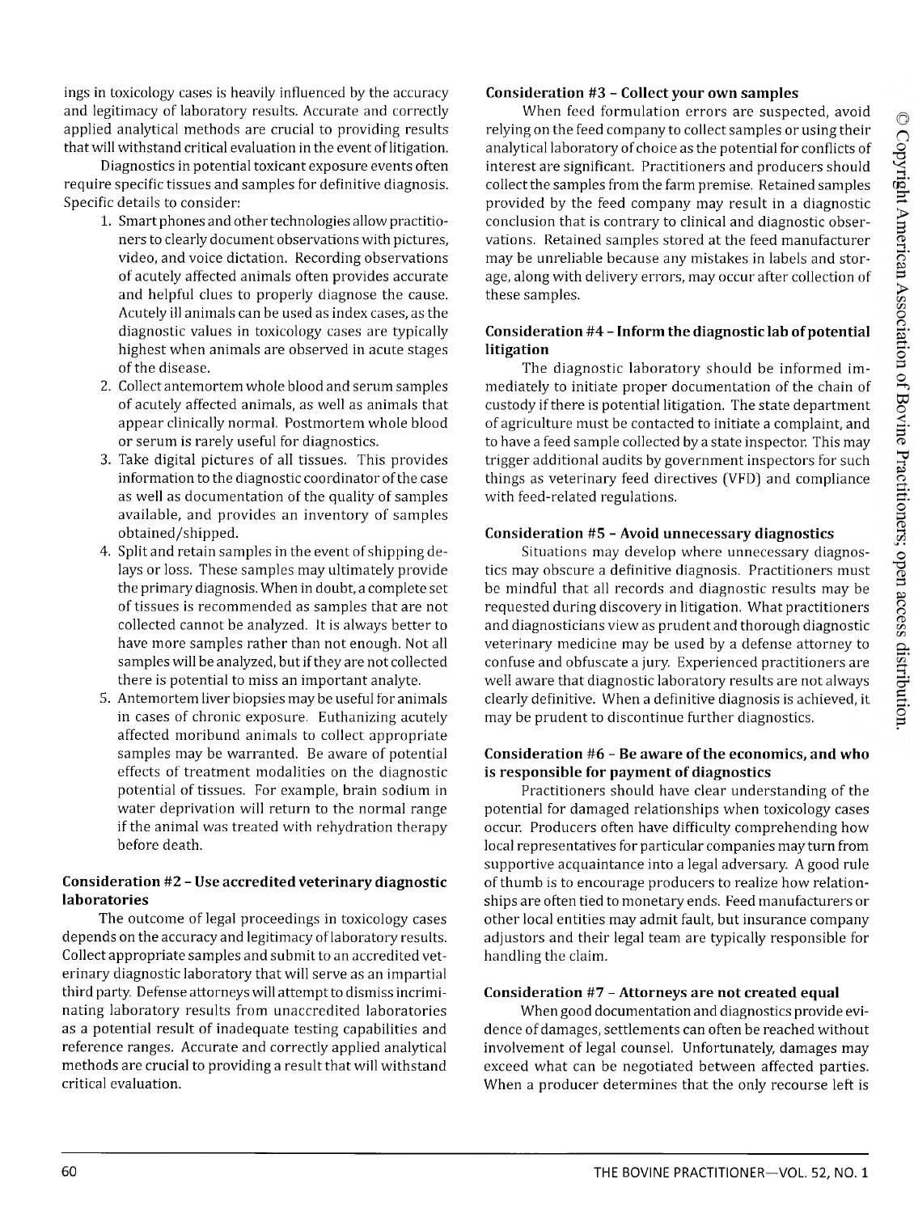ings in toxicology cases is heavily influenced by the accuracy and legitimacy of laboratory results. Accurate and correctly applied analytical methods are crucial to providing results that will withstand critical evaluation in the event of litigation.

Diagnostics in potential toxicant exposure events often require specific tissues and samples for definitive diagnosis. Specific details to consider:

1. Smart phones and other technologies allow practitioners to clearly document observations with pictures, video, and voice dictation. Recording observations of acutely affected animals often provides accurate and helpful clues to properly diagnose the cause. Acutely ill animals can be used as index cases, as the diagnostic values in toxicology cases are typically highest when animals are observed in acute stages of the disease.
2. Collect antemortem whole blood and serum samples of acutely affected animals, as well as animals that appear clinically normal. Postmortem whole blood or serum is rarely useful for diagnostics.
3. Take digital pictures of all tissues. This provides information to the diagnostic coordinator of the case as well as documentation of the quality of samples available, and provides an inventory of samples obtained/shipped.
4. Split and retain samples in the event of shipping delays or loss. These samples may ultimately provide the primary diagnosis. When in doubt, a complete set of tissues is recommended as samples that are not collected cannot be analyzed. It is always better to have more samples rather than not enough. Not all samples will be analyzed, but if they are not collected there is potential to miss an important analyte.
5. Antemortem liver biopsies may be useful for animals in cases of chronic exposure. Euthanizing acutely affected moribund animals to collect appropriate samples may be warranted. Be aware of potential effects of treatment modalities on the diagnostic potential of tissues. For example, brain sodium in water deprivation will return to the normal range if the animal was treated with rehydration therapy before death.

### Consideration #2 – Use accredited veterinary diagnostic laboratories

The outcome of legal proceedings in toxicology cases depends on the accuracy and legitimacy of laboratory results. Collect appropriate samples and submit to an accredited veterinary diagnostic laboratory that will serve as an impartial third party. Defense attorneys will attempt to dismiss incriminating laboratory results from unaccredited laboratories as a potential result of inadequate testing capabilities and reference ranges. Accurate and correctly applied analytical methods are crucial to providing a result that will withstand critical evaluation.

### Consideration #3 – Collect your own samples

When feed formulation errors are suspected, avoid relying on the feed company to collect samples or using their analytical laboratory of choice as the potential for conflicts of interest are significant. Practitioners and producers should collect the samples from the farm premise. Retained samples provided by the feed company may result in a diagnostic conclusion that is contrary to clinical and diagnostic observations. Retained samples stored at the feed manufacturer may be unreliable because any mistakes in labels and storage, along with delivery errors, may occur after collection of these samples.

### Consideration #4 – Inform the diagnostic lab of potential litigation

The diagnostic laboratory should be informed immediately to initiate proper documentation of the chain of custody if there is potential litigation. The state department of agriculture must be contacted to initiate a complaint, and to have a feed sample collected by a state inspector. This may trigger additional audits by government inspectors for such things as veterinary feed directives (VFD) and compliance with feed-related regulations.

### Consideration #5 – Avoid unnecessary diagnostics

Situations may develop where unnecessary diagnostics may obscure a definitive diagnosis. Practitioners must be mindful that all records and diagnostic results may be requested during discovery in litigation. What practitioners and diagnosticians view as prudent and thorough diagnostic veterinary medicine may be used by a defense attorney to confuse and obfuscate a jury. Experienced practitioners are well aware that diagnostic laboratory results are not always clearly definitive. When a definitive diagnosis is achieved, it may be prudent to discontinue further diagnostics.

### Consideration #6 – Be aware of the economics, and who is responsible for payment of diagnostics

Practitioners should have clear understanding of the potential for damaged relationships when toxicology cases occur. Producers often have difficulty comprehending how local representatives for particular companies may turn from supportive acquaintance into a legal adversary. A good rule of thumb is to encourage producers to realize how relationships are often tied to monetary ends. Feed manufacturers or other local entities may admit fault, but insurance company adjustors and their legal team are typically responsible for handling the claim.

### Consideration #7 – Attorneys are not created equal

When good documentation and diagnostics provide evidence of damages, settlements can often be reached without involvement of legal counsel. Unfortunately, damages may exceed what can be negotiated between affected parties. When a producer determines that the only recourse left is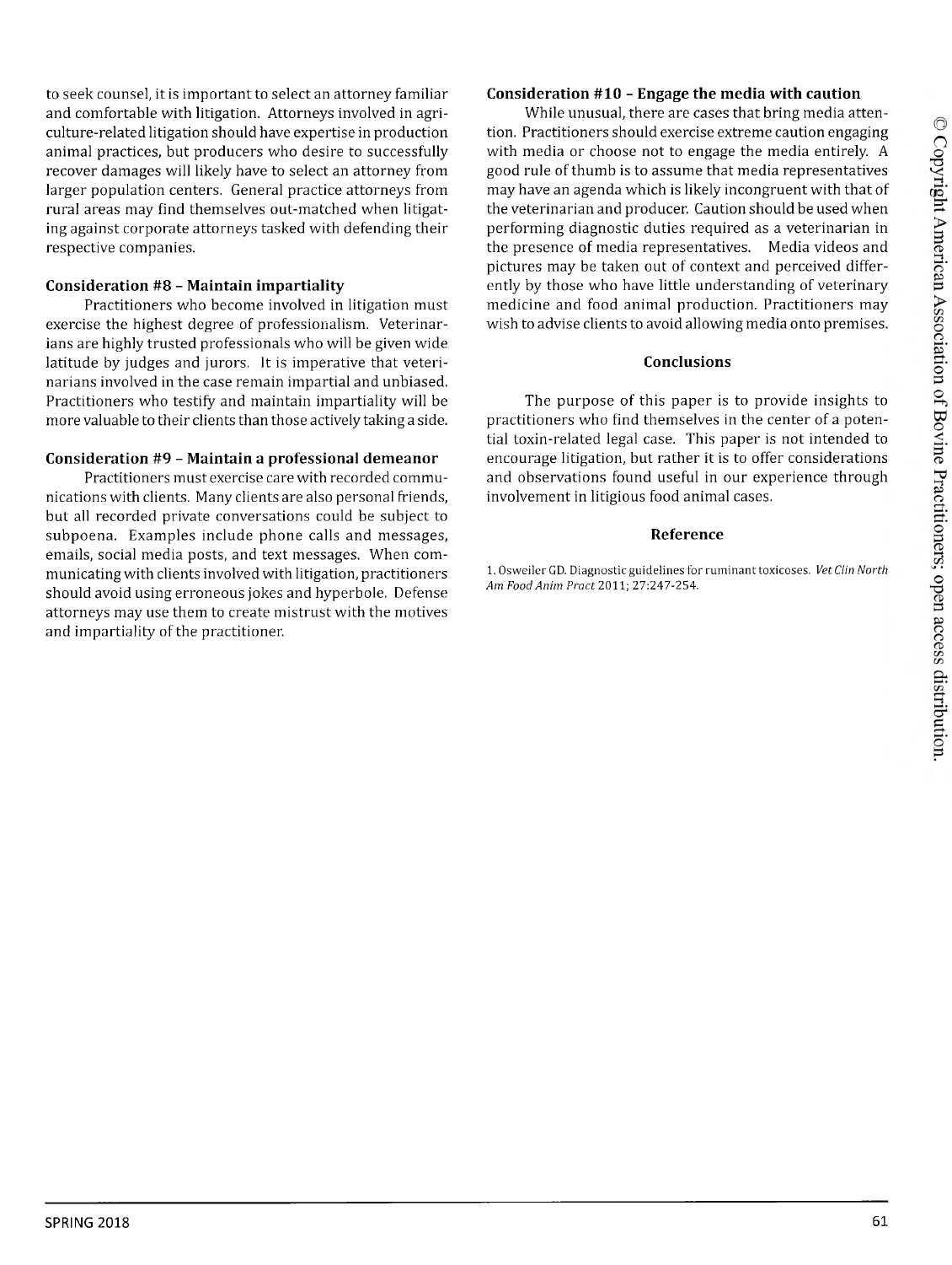to seek counsel, it is important to select an attorney familiar and comfortable with litigation. Attorneys involved in agriculture-related litigation should have expertise in production animal practices, but producers who desire to successfully recover damages will likely have to select an attorney from larger population centers. General practice attorneys from rural areas may find themselves out-matched when litigating against corporate attorneys tasked with defending their respective companies.

### Consideration #8 – Maintain impartiality

Practitioners who become involved in litigation must exercise the highest degree of professionalism. Veterinarians are highly trusted professionals who will be given wide latitude by judges and jurors. It is imperative that veterinarians involved in the case remain impartial and unbiased. Practitioners who testify and maintain impartiality will be more valuable to their clients than those actively taking a side.

### Consideration #9 – Maintain a professional demeanor

Practitioners must exercise care with recorded communications with clients. Many clients are also personal friends, but all recorded private conversations could be subject to subpoena. Examples include phone calls and messages, emails, social media posts, and text messages. When communicating with clients involved with litigation, practitioners should avoid using erroneous jokes and hyperbole. Defense attorneys may use them to create mistrust with the motives and impartiality of the practitioner.

### Consideration #10 – Engage the media with caution

While unusual, there are cases that bring media attention. Practitioners should exercise extreme caution engaging with media or choose not to engage the media entirely. A good rule of thumb is to assume that media representatives may have an agenda which is likely incongruent with that of the veterinarian and producer. Caution should be used when performing diagnostic duties required as a veterinarian in the presence of media representatives. Media videos and pictures may be taken out of context and perceived differently by those who have little understanding of veterinary medicine and food animal production. Practitioners may wish to advise clients to avoid allowing media onto premises.

## Conclusions

The purpose of this paper is to provide insights to practitioners who find themselves in the center of a potential toxin-related legal case. This paper is not intended to encourage litigation, but rather it is to offer considerations and observations found useful in our experience through involvement in litigious food animal cases.

## Reference

1. Osweiler GD. Diagnostic guidelines for ruminant toxicoses. *Vet Clin North Am Food Anim Pract* 2011; 27:247-254.